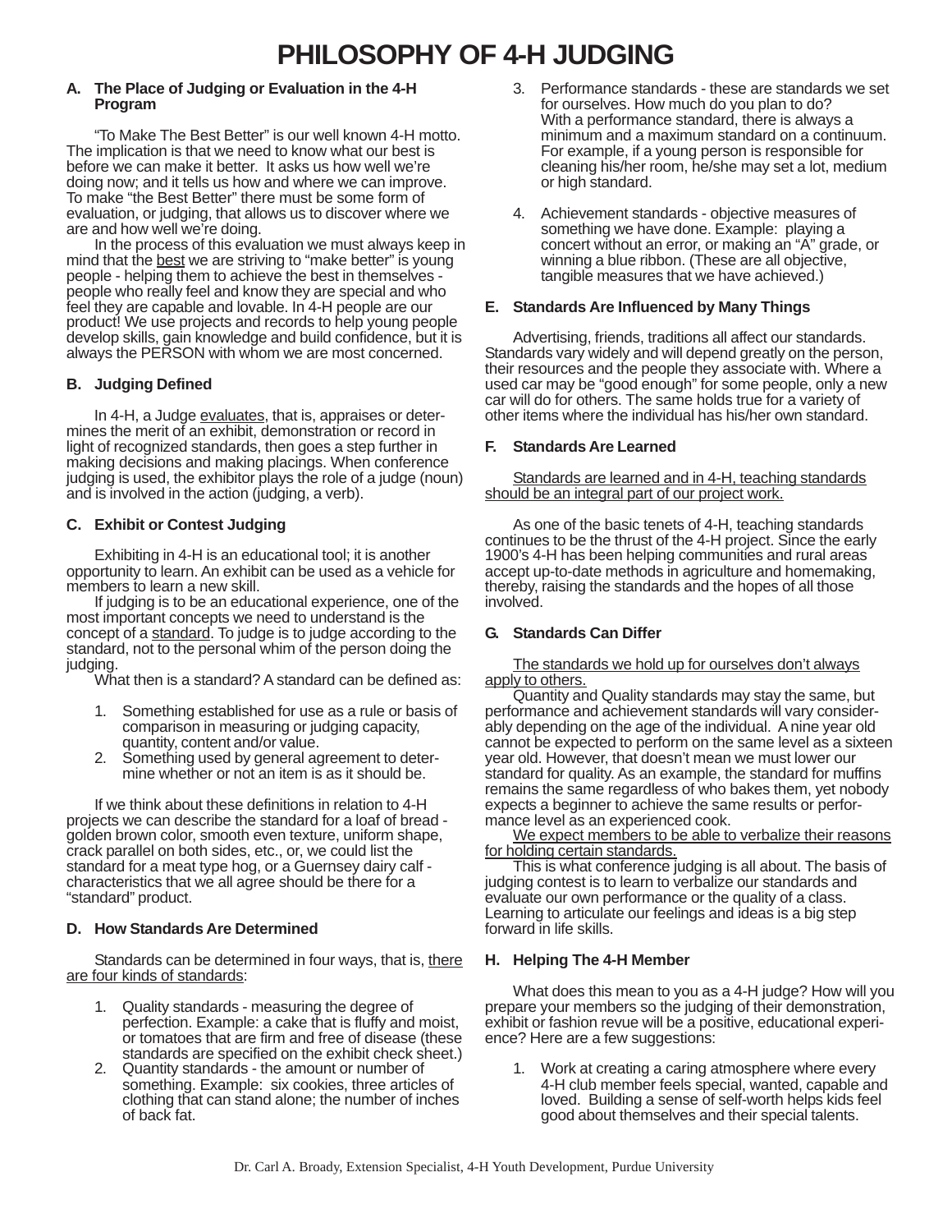# PHILOSOPHY OF 4-H JUDGING

## A. The Place of Judging or Evaluation in the 4-H Program

"To Make The Best Better" is our well known 4-H motto. The implication is that we need to know what our best is before we can make it better. It asks us how well we're doing now; and it tells us how and where we can improve. To make "the Best Better" there must be some form of evaluation, or judging, that allows us to discover where we are and how well we're doing.

In the process of this evaluation we must always keep in mind that the best we are striving to "make better" is young people - helping them to achieve the best in themselves - people who really feel and know they are special and who feel they are capable and lovable. In 4-H people are our product! We use projects and records to help young people develop skills, gain knowledge and build confidence, but it is always the PERSON with whom we are most concerned.

## B. Judging Defined

In 4-H, a Judge evaluates, that is, appraises or determines the merit of an exhibit, demonstration or record in light of recognized standards, then goes a step further in making decisions and making placings. When conference judging is used, the exhibitor plays the role of a judge (noun) and is involved in the action (judging, a verb).

## C. Exhibit or Contest Judging

Exhibiting in 4-H is an educational tool; it is another opportunity to learn. An exhibit can be used as a vehicle for members to learn a new skill.

If judging is to be an educational experience, one of the most important concepts we need to understand is the concept of a standard. To judge is to judge according to the standard, not to the personal whim of the person doing the judging.

What then is a standard? A standard can be defined as:

1. Something established for use as a rule or basis of comparison in measuring or judging capacity, quantity, content and/or value.
2. Something used by general agreement to determine whether or not an item is as it should be.

If we think about these definitions in relation to 4-H projects we can describe the standard for a loaf of bread - golden brown color, smooth even texture, uniform shape, crack parallel on both sides, etc., or, we could list the standard for a meat type hog, or a Guernsey dairy calf - characteristics that we all agree should be there for a "standard" product.

## D. How Standards Are Determined

Standards can be determined in four ways, that is, there are four kinds of standards:

1. Quality standards - measuring the degree of perfection. Example: a cake that is fluffy and moist, or tomatoes that are firm and free of disease (these standards are specified on the exhibit check sheet.)
2. Quantity standards - the amount or number of something. Example: six cookies, three articles of clothing that can stand alone; the number of inches of back fat.
3. Performance standards - these are standards we set for ourselves. How much do you plan to do? With a performance standard, there is always a minimum and a maximum standard on a continuum. For example, if a young person is responsible for cleaning his/her room, he/she may set a lot, medium or high standard.
4. Achievement standards - objective measures of something we have done. Example: playing a concert without an error, or making an "A" grade, or winning a blue ribbon. (These are all objective, tangible measures that we have achieved.)

## E. Standards Are Influenced by Many Things

Advertising, friends, traditions all affect our standards. Standards vary widely and will depend greatly on the person, their resources and the people they associate with. Where a used car may be "good enough" for some people, only a new car will do for others. The same holds true for a variety of other items where the individual has his/her own standard.

## F. Standards Are Learned

Standards are learned and in 4-H, teaching standards should be an integral part of our project work.

As one of the basic tenets of 4-H, teaching standards continues to be the thrust of the 4-H project. Since the early 1900's 4-H has been helping communities and rural areas accept up-to-date methods in agriculture and homemaking, thereby, raising the standards and the hopes of all those involved.

## G. Standards Can Differ

The standards we hold up for ourselves don't always apply to others.

Quantity and Quality standards may stay the same, but performance and achievement standards will vary considerably depending on the age of the individual. A nine year old cannot be expected to perform on the same level as a sixteen year old. However, that doesn't mean we must lower our standard for quality. As an example, the standard for muffins remains the same regardless of who bakes them, yet nobody expects a beginner to achieve the same results or performance level as an experienced cook.

We expect members to be able to verbalize their reasons for holding certain standards.

This is what conference judging is all about. The basis of judging contest is to learn to verbalize our standards and evaluate our own performance or the quality of a class. Learning to articulate our feelings and ideas is a big step forward in life skills.

## H. Helping The 4-H Member

What does this mean to you as a 4-H judge? How will you prepare your members so the judging of their demonstration, exhibit or fashion revue will be a positive, educational experience? Here are a few suggestions:

1. Work at creating a caring atmosphere where every 4-H club member feels special, wanted, capable and loved. Building a sense of self-worth helps kids feel good about themselves and their special talents.

Dr. Carl A. Broady, Extension Specialist, 4-H Youth Development, Purdue University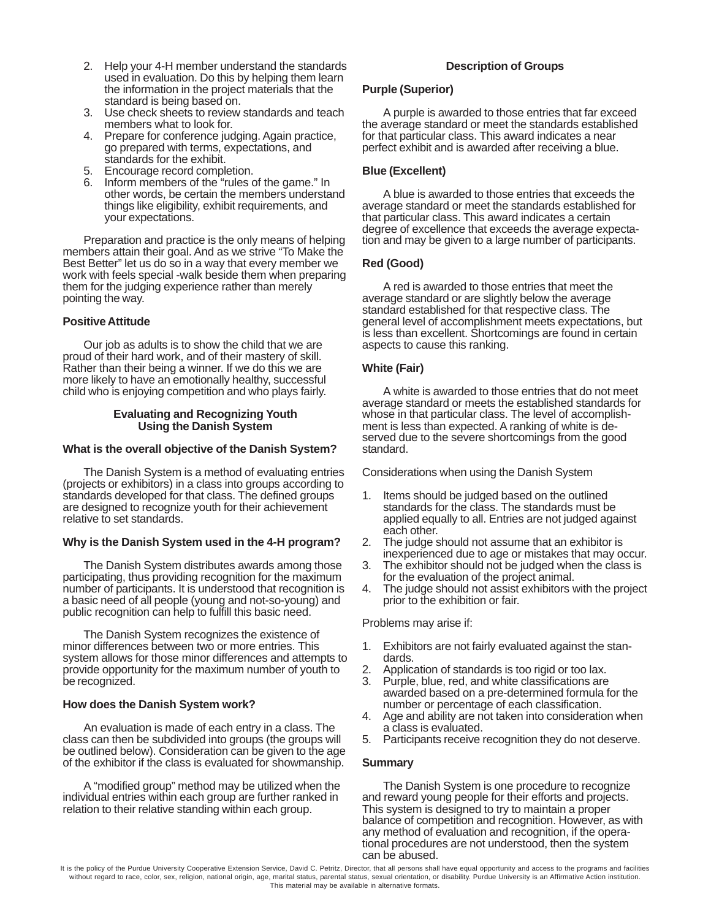2. Help your 4-H member understand the standards used in evaluation. Do this by helping them learn the information in the project materials that the standard is being based on.
3. Use check sheets to review standards and teach members what to look for.
4. Prepare for conference judging. Again practice, go prepared with terms, expectations, and standards for the exhibit.
5. Encourage record completion.
6. Inform members of the "rules of the game." In other words, be certain the members understand things like eligibility, exhibit requirements, and your expectations.

Preparation and practice is the only means of helping members attain their goal. And as we strive "To Make the Best Better" let us do so in a way that every member we work with feels special -walk beside them when preparing them for the judging experience rather than merely pointing the way.

**Positive Attitude**

Our job as adults is to show the child that we are proud of their hard work, and of their mastery of skill. Rather than their being a winner. If we do this we are more likely to have an emotionally healthy, successful child who is enjoying competition and who plays fairly.

## Evaluating and Recognizing Youth Using the Danish System

**What is the overall objective of the Danish System?**

The Danish System is a method of evaluating entries (projects or exhibitors) in a class into groups according to standards developed for that class. The defined groups are designed to recognize youth for their achievement relative to set standards.

**Why is the Danish System used in the 4-H program?**

The Danish System distributes awards among those participating, thus providing recognition for the maximum number of participants. It is understood that recognition is a basic need of all people (young and not-so-young) and public recognition can help to fulfill this basic need.

The Danish System recognizes the existence of minor differences between two or more entries. This system allows for those minor differences and attempts to provide opportunity for the maximum number of youth to be recognized.

**How does the Danish System work?**

An evaluation is made of each entry in a class. The class can then be subdivided into groups (the groups will be outlined below). Consideration can be given to the age of the exhibitor if the class is evaluated for showmanship.

A "modified group" method may be utilized when the individual entries within each group are further ranked in relation to their relative standing within each group.

### Description of Groups

**Purple (Superior)**

A purple is awarded to those entries that far exceed the average standard or meet the standards established for that particular class. This award indicates a near perfect exhibit and is awarded after receiving a blue.

**Blue (Excellent)**

A blue is awarded to those entries that exceeds the average standard or meet the standards established for that particular class. This award indicates a certain degree of excellence that exceeds the average expectation and may be given to a large number of participants.

**Red (Good)**

A red is awarded to those entries that meet the average standard or are slightly below the average standard established for that respective class. The general level of accomplishment meets expectations, but is less than excellent. Shortcomings are found in certain aspects to cause this ranking.

**White (Fair)**

A white is awarded to those entries that do not meet average standard or meets the established standards for whose in that particular class. The level of accomplishment is less than expected. A ranking of white is deserved due to the severe shortcomings from the good standard.

Considerations when using the Danish System

1. Items should be judged based on the outlined standards for the class. The standards must be applied equally to all. Entries are not judged against each other.
2. The judge should not assume that an exhibitor is inexperienced due to age or mistakes that may occur.
3. The exhibitor should not be judged when the class is for the evaluation of the project animal.
4. The judge should not assist exhibitors with the project prior to the exhibition or fair.

Problems may arise if:

1. Exhibitors are not fairly evaluated against the standards.
2. Application of standards is too rigid or too lax.
3. Purple, blue, red, and white classifications are awarded based on a pre-determined formula for the number or percentage of each classification.
4. Age and ability are not taken into consideration when a class is evaluated.
5. Participants receive recognition they do not deserve.

**Summary**

The Danish System is one procedure to recognize and reward young people for their efforts and projects. This system is designed to try to maintain a proper balance of competition and recognition. However, as with any method of evaluation and recognition, if the operational procedures are not understood, then the system can be abused.

It is the policy of the Purdue University Cooperative Extension Service, David C. Petritz, Director, that all persons shall have equal opportunity and access to the programs and facilities without regard to race, color, sex, religion, national origin, age, marital status, parental status, sexual orientation, or disability. Purdue University is an Affirmative Action institution. This material may be available in alternative formats.